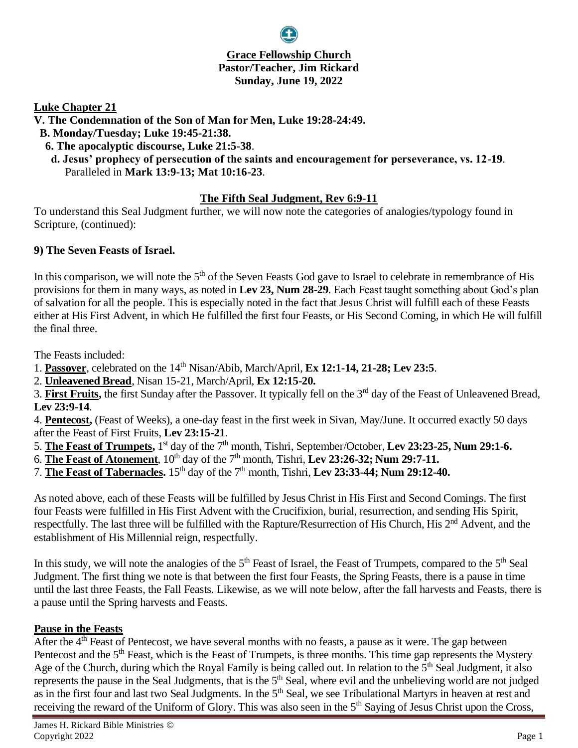**Grace Fellowship Church**
**Pastor/Teacher, Jim Rickard**
**Sunday, June 19, 2022**

**Luke Chapter 21**

**V. The Condemnation of the Son of Man for Men, Luke 19:28-24:49.**

**B. Monday/Tuesday; Luke 19:45-21:38.**

**6. The apocalyptic discourse, Luke 21:5-38**.

**d. Jesus' prophecy of persecution of the saints and encouragement for perseverance, vs. 12-19**. Paralleled in **Mark 13:9-13; Mat 10:16-23**.

## The Fifth Seal Judgment, Rev 6:9-11

To understand this Seal Judgment further, we will now note the categories of analogies/typology found in Scripture, (continued):

### 9) The Seven Feasts of Israel.

In this comparison, we will note the 5th of the Seven Feasts God gave to Israel to celebrate in remembrance of His provisions for them in many ways, as noted in **Lev 23, Num 28-29**. Each Feast taught something about God's plan of salvation for all the people. This is especially noted in the fact that Jesus Christ will fulfill each of these Feasts either at His First Advent, in which He fulfilled the first four Feasts, or His Second Coming, in which He will fulfill the final three.

The Feasts included:

1. **Passover**, celebrated on the 14th Nisan/Abib, March/April, **Ex 12:1-14, 21-28; Lev 23:5**.
2. **Unleavened Bread**, Nisan 15-21, March/April, **Ex 12:15-20.**
3. **First Fruits,** the first Sunday after the Passover. It typically fell on the 3rd day of the Feast of Unleavened Bread, **Lev 23:9-14**.
4. **Pentecost,** (Feast of Weeks), a one-day feast in the first week in Sivan, May/June. It occurred exactly 50 days after the Feast of First Fruits, **Lev 23:15-21**.
5. **The Feast of Trumpets,** 1st day of the 7th month, Tishri, September/October, **Lev 23:23-25, Num 29:1-6.**
6. **The Feast of Atonement**, 10th day of the 7th month, Tishri, **Lev 23:26-32; Num 29:7-11.**
7. **The Feast of Tabernacles.** 15th day of the 7th month, Tishri, **Lev 23:33-44; Num 29:12-40.**

As noted above, each of these Feasts will be fulfilled by Jesus Christ in His First and Second Comings. The first four Feasts were fulfilled in His First Advent with the Crucifixion, burial, resurrection, and sending His Spirit, respectfully. The last three will be fulfilled with the Rapture/Resurrection of His Church, His 2nd Advent, and the establishment of His Millennial reign, respectfully.

In this study, we will note the analogies of the 5th Feast of Israel, the Feast of Trumpets, compared to the 5th Seal Judgment. The first thing we note is that between the first four Feasts, the Spring Feasts, there is a pause in time until the last three Feasts, the Fall Feasts. Likewise, as we will note below, after the fall harvests and Feasts, there is a pause until the Spring harvests and Feasts.

#### Pause in the Feasts

After the 4th Feast of Pentecost, we have several months with no feasts, a pause as it were. The gap between Pentecost and the 5th Feast, which is the Feast of Trumpets, is three months. This time gap represents the Mystery Age of the Church, during which the Royal Family is being called out. In relation to the 5th Seal Judgment, it also represents the pause in the Seal Judgments, that is the 5th Seal, where evil and the unbelieving world are not judged as in the first four and last two Seal Judgments. In the 5th Seal, we see Tribulational Martyrs in heaven at rest and receiving the reward of the Uniform of Glory. This was also seen in the 5th Saying of Jesus Christ upon the Cross,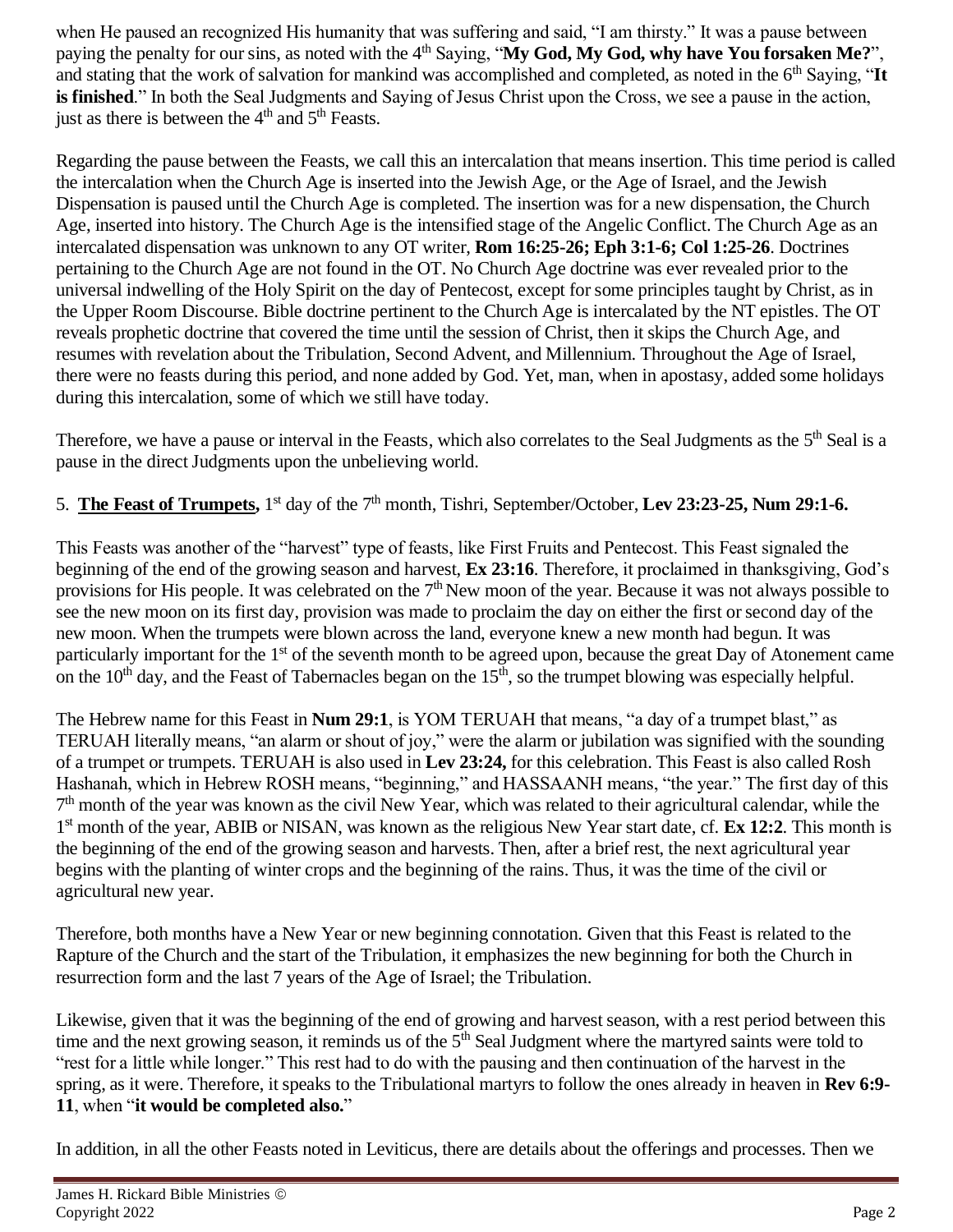when He paused an recognized His humanity that was suffering and said, "I am thirsty." It was a pause between paying the penalty for our sins, as noted with the 4th Saying, "**My God, My God, why have You forsaken Me?**", and stating that the work of salvation for mankind was accomplished and completed, as noted in the 6th Saying, "**It is finished**." In both the Seal Judgments and Saying of Jesus Christ upon the Cross, we see a pause in the action, just as there is between the 4th and 5th Feasts.

Regarding the pause between the Feasts, we call this an intercalation that means insertion. This time period is called the intercalation when the Church Age is inserted into the Jewish Age, or the Age of Israel, and the Jewish Dispensation is paused until the Church Age is completed. The insertion was for a new dispensation, the Church Age, inserted into history. The Church Age is the intensified stage of the Angelic Conflict. The Church Age as an intercalated dispensation was unknown to any OT writer, **Rom 16:25-26; Eph 3:1-6; Col 1:25-26**. Doctrines pertaining to the Church Age are not found in the OT. No Church Age doctrine was ever revealed prior to the universal indwelling of the Holy Spirit on the day of Pentecost, except for some principles taught by Christ, as in the Upper Room Discourse. Bible doctrine pertinent to the Church Age is intercalated by the NT epistles. The OT reveals prophetic doctrine that covered the time until the session of Christ, then it skips the Church Age, and resumes with revelation about the Tribulation, Second Advent, and Millennium. Throughout the Age of Israel, there were no feasts during this period, and none added by God. Yet, man, when in apostasy, added some holidays during this intercalation, some of which we still have today.

Therefore, we have a pause or interval in the Feasts, which also correlates to the Seal Judgments as the 5th Seal is a pause in the direct Judgments upon the unbelieving world.

5. **The Feast of Trumpets,** 1st day of the 7th month, Tishri, September/October, **Lev 23:23-25, Num 29:1-6.**

This Feasts was another of the "harvest" type of feasts, like First Fruits and Pentecost. This Feast signaled the beginning of the end of the growing season and harvest, **Ex 23:16**. Therefore, it proclaimed in thanksgiving, God's provisions for His people. It was celebrated on the 7th New moon of the year. Because it was not always possible to see the new moon on its first day, provision was made to proclaim the day on either the first or second day of the new moon. When the trumpets were blown across the land, everyone knew a new month had begun. It was particularly important for the 1st of the seventh month to be agreed upon, because the great Day of Atonement came on the 10th day, and the Feast of Tabernacles began on the 15th, so the trumpet blowing was especially helpful.

The Hebrew name for this Feast in **Num 29:1**, is YOM TERUAH that means, "a day of a trumpet blast," as TERUAH literally means, "an alarm or shout of joy," were the alarm or jubilation was signified with the sounding of a trumpet or trumpets. TERUAH is also used in **Lev 23:24,** for this celebration. This Feast is also called Rosh Hashanah, which in Hebrew ROSH means, "beginning," and HASSAANH means, "the year." The first day of this 7th month of the year was known as the civil New Year, which was related to their agricultural calendar, while the 1st month of the year, ABIB or NISAN, was known as the religious New Year start date, cf. **Ex 12:2**. This month is the beginning of the end of the growing season and harvests. Then, after a brief rest, the next agricultural year begins with the planting of winter crops and the beginning of the rains. Thus, it was the time of the civil or agricultural new year.

Therefore, both months have a New Year or new beginning connotation. Given that this Feast is related to the Rapture of the Church and the start of the Tribulation, it emphasizes the new beginning for both the Church in resurrection form and the last 7 years of the Age of Israel; the Tribulation.

Likewise, given that it was the beginning of the end of growing and harvest season, with a rest period between this time and the next growing season, it reminds us of the 5th Seal Judgment where the martyred saints were told to "rest for a little while longer." This rest had to do with the pausing and then continuation of the harvest in the spring, as it were. Therefore, it speaks to the Tribulational martyrs to follow the ones already in heaven in **Rev 6:9-11**, when "**it would be completed also.**"

In addition, in all the other Feasts noted in Leviticus, there are details about the offerings and processes. Then we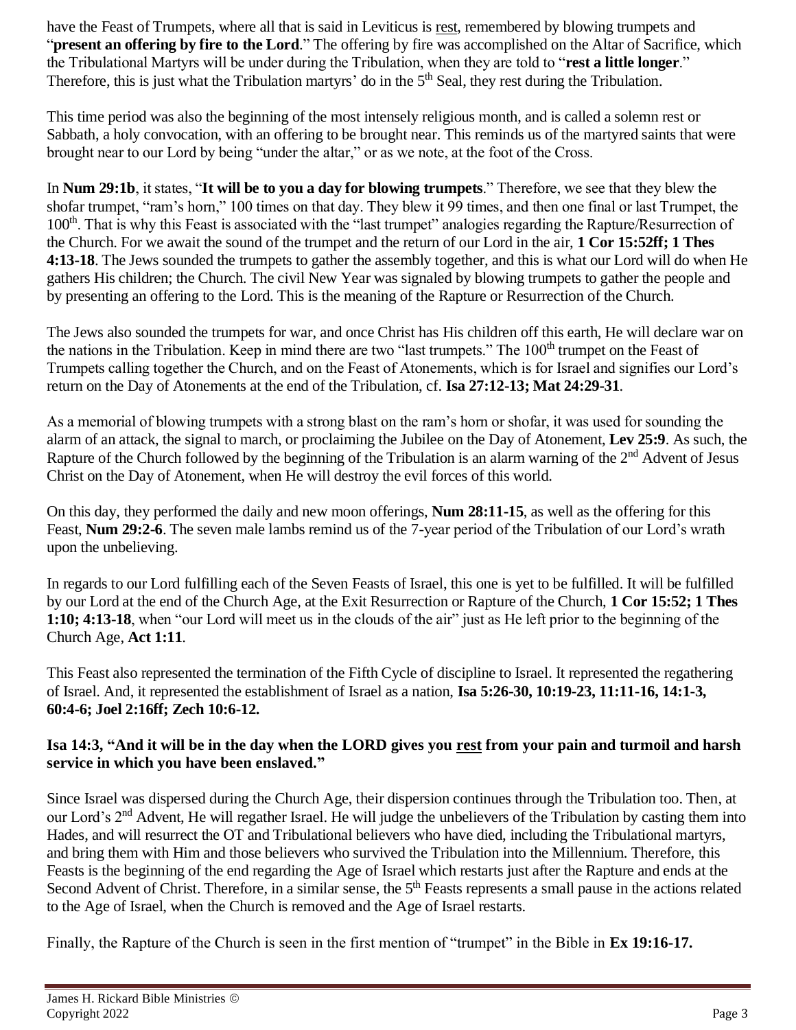have the Feast of Trumpets, where all that is said in Leviticus is rest, remembered by blowing trumpets and "**present an offering by fire to the Lord**." The offering by fire was accomplished on the Altar of Sacrifice, which the Tribulational Martyrs will be under during the Tribulation, when they are told to "**rest a little longer**." Therefore, this is just what the Tribulation martyrs' do in the 5th Seal, they rest during the Tribulation.

This time period was also the beginning of the most intensely religious month, and is called a solemn rest or Sabbath, a holy convocation, with an offering to be brought near. This reminds us of the martyred saints that were brought near to our Lord by being "under the altar," or as we note, at the foot of the Cross.

In **Num 29:1b**, it states, "**It will be to you a day for blowing trumpets**." Therefore, we see that they blew the shofar trumpet, "ram's horn," 100 times on that day. They blew it 99 times, and then one final or last Trumpet, the 100th. That is why this Feast is associated with the "last trumpet" analogies regarding the Rapture/Resurrection of the Church. For we await the sound of the trumpet and the return of our Lord in the air, **1 Cor 15:52ff; 1 Thes 4:13-18**. The Jews sounded the trumpets to gather the assembly together, and this is what our Lord will do when He gathers His children; the Church. The civil New Year was signaled by blowing trumpets to gather the people and by presenting an offering to the Lord. This is the meaning of the Rapture or Resurrection of the Church.

The Jews also sounded the trumpets for war, and once Christ has His children off this earth, He will declare war on the nations in the Tribulation. Keep in mind there are two "last trumpets." The 100th trumpet on the Feast of Trumpets calling together the Church, and on the Feast of Atonements, which is for Israel and signifies our Lord's return on the Day of Atonements at the end of the Tribulation, cf. **Isa 27:12-13; Mat 24:29-31**.

As a memorial of blowing trumpets with a strong blast on the ram's horn or shofar, it was used for sounding the alarm of an attack, the signal to march, or proclaiming the Jubilee on the Day of Atonement, **Lev 25:9**. As such, the Rapture of the Church followed by the beginning of the Tribulation is an alarm warning of the 2nd Advent of Jesus Christ on the Day of Atonement, when He will destroy the evil forces of this world.

On this day, they performed the daily and new moon offerings, **Num 28:11-15**, as well as the offering for this Feast, **Num 29:2-6**. The seven male lambs remind us of the 7-year period of the Tribulation of our Lord's wrath upon the unbelieving.

In regards to our Lord fulfilling each of the Seven Feasts of Israel, this one is yet to be fulfilled. It will be fulfilled by our Lord at the end of the Church Age, at the Exit Resurrection or Rapture of the Church, **1 Cor 15:52; 1 Thes 1:10; 4:13-18**, when "our Lord will meet us in the clouds of the air" just as He left prior to the beginning of the Church Age, **Act 1:11**.

This Feast also represented the termination of the Fifth Cycle of discipline to Israel. It represented the regathering of Israel. And, it represented the establishment of Israel as a nation, **Isa 5:26-30, 10:19-23, 11:11-16, 14:1-3, 60:4-6; Joel 2:16ff; Zech 10:6-12.**

**Isa 14:3, "And it will be in the day when the LORD gives you rest from your pain and turmoil and harsh service in which you have been enslaved."**

Since Israel was dispersed during the Church Age, their dispersion continues through the Tribulation too. Then, at our Lord's 2nd Advent, He will regather Israel. He will judge the unbelievers of the Tribulation by casting them into Hades, and will resurrect the OT and Tribulational believers who have died, including the Tribulational martyrs, and bring them with Him and those believers who survived the Tribulation into the Millennium. Therefore, this Feasts is the beginning of the end regarding the Age of Israel which restarts just after the Rapture and ends at the Second Advent of Christ. Therefore, in a similar sense, the 5th Feasts represents a small pause in the actions related to the Age of Israel, when the Church is removed and the Age of Israel restarts.

Finally, the Rapture of the Church is seen in the first mention of "trumpet" in the Bible in **Ex 19:16-17.**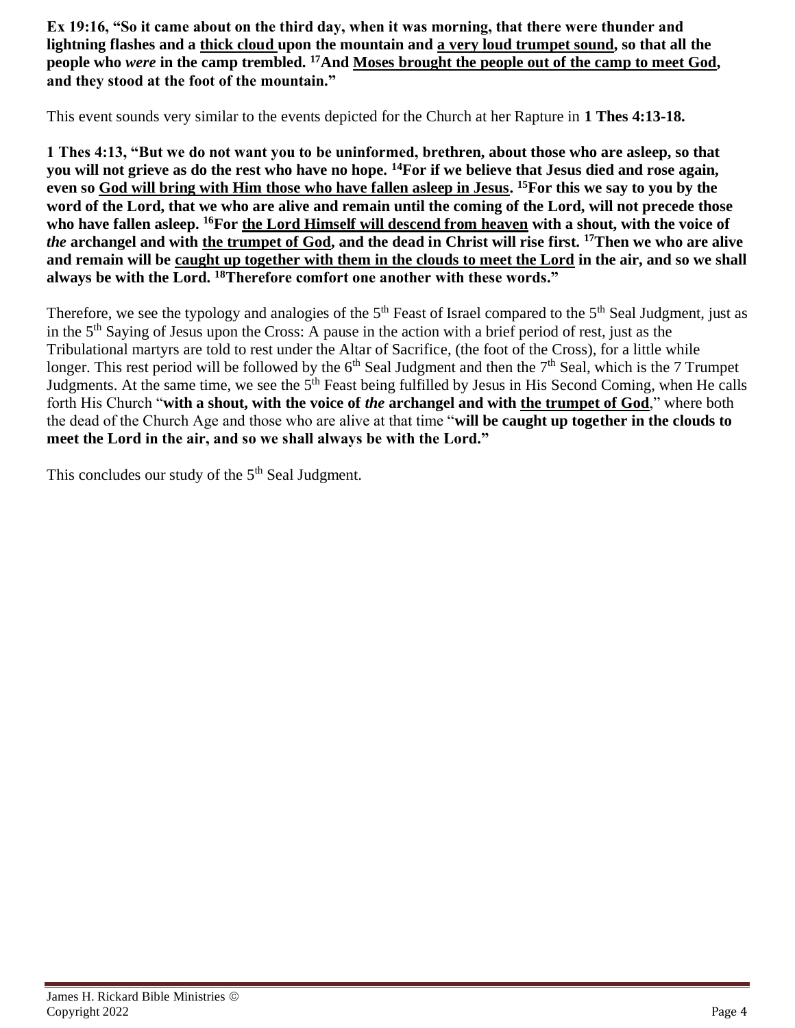**Ex 19:16, "So it came about on the third day, when it was morning, that there were thunder and lightning flashes and a <u>thick cloud</u> upon the mountain and <u>a very loud trumpet sound</u>, so that all the people who *were* in the camp trembled. [17]And <u>Moses brought the people out of the camp to meet God</u>, and they stood at the foot of the mountain."**

This event sounds very similar to the events depicted for the Church at her Rapture in **1 Thes 4:13-18.**

**1 Thes 4:13, "But we do not want you to be uninformed, brethren, about those who are asleep, so that you will not grieve as do the rest who have no hope. [14]For if we believe that Jesus died and rose again, even so <u>God will bring with Him those who have fallen asleep in Jesus</u>. [15]For this we say to you by the word of the Lord, that we who are alive and remain until the coming of the Lord, will not precede those who have fallen asleep. [16]For <u>the Lord Himself will descend from heaven</u> with a shout, with the voice of *the* archangel and with <u>the trumpet of God</u>, and the dead in Christ will rise first. [17]Then we who are alive and remain will be <u>caught up together with them in the clouds to meet the Lord</u> in the air, and so we shall always be with the Lord. [18]Therefore comfort one another with these words."**

Therefore, we see the typology and analogies of the 5th Feast of Israel compared to the 5th Seal Judgment, just as in the 5th Saying of Jesus upon the Cross: A pause in the action with a brief period of rest, just as the Tribulational martyrs are told to rest under the Altar of Sacrifice, (the foot of the Cross), for a little while longer. This rest period will be followed by the 6th Seal Judgment and then the 7th Seal, which is the 7 Trumpet Judgments. At the same time, we see the 5th Feast being fulfilled by Jesus in His Second Coming, when He calls forth His Church "**with a shout, with the voice of *the* archangel and with <u>the trumpet of God</u>**," where both the dead of the Church Age and those who are alive at that time "**will be caught up together in the clouds to meet the Lord in the air, and so we shall always be with the Lord.**"

This concludes our study of the 5th Seal Judgment.